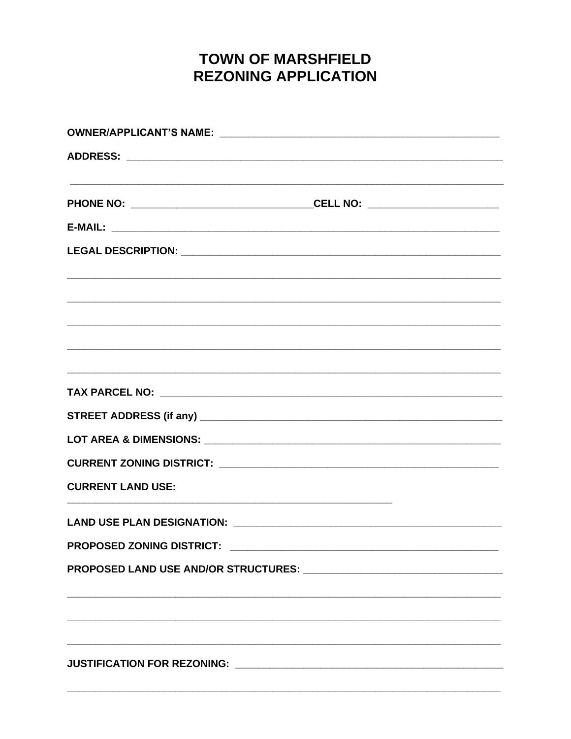# TOWN OF MARSHFIELD
# REZONING APPLICATION

**OWNER/APPLICANT'S NAME:** ___________________________________________________

**ADDRESS:** ________________________________________________________________

_____________________________________________________________________________

**PHONE NO:** ______________________________ **CELL NO:** ______________________

**E-MAIL:** _________________________________________________________________

**LEGAL DESCRIPTION:** _______________________________________________________

_____________________________________________________________________________

_____________________________________________________________________________

_____________________________________________________________________________

_____________________________________________________________________________

_____________________________________________________________________________

**TAX PARCEL NO:** ___________________________________________________________

**STREET ADDRESS (if any)** ___________________________________________________

**LOT AREA & DIMENSIONS:** ___________________________________________________

**CURRENT ZONING DISTRICT:** __________________________________________________

**CURRENT LAND USE:**

___________________________________________________________

**LAND USE PLAN DESIGNATION:** _______________________________________________

**PROPOSED ZONING DISTRICT:** ________________________________________________

**PROPOSED LAND USE AND/OR STRUCTURES:** ___________________________________

_____________________________________________________________________________

_____________________________________________________________________________

_____________________________________________________________________________

**JUSTIFICATION FOR REZONING:** ______________________________________________

_____________________________________________________________________________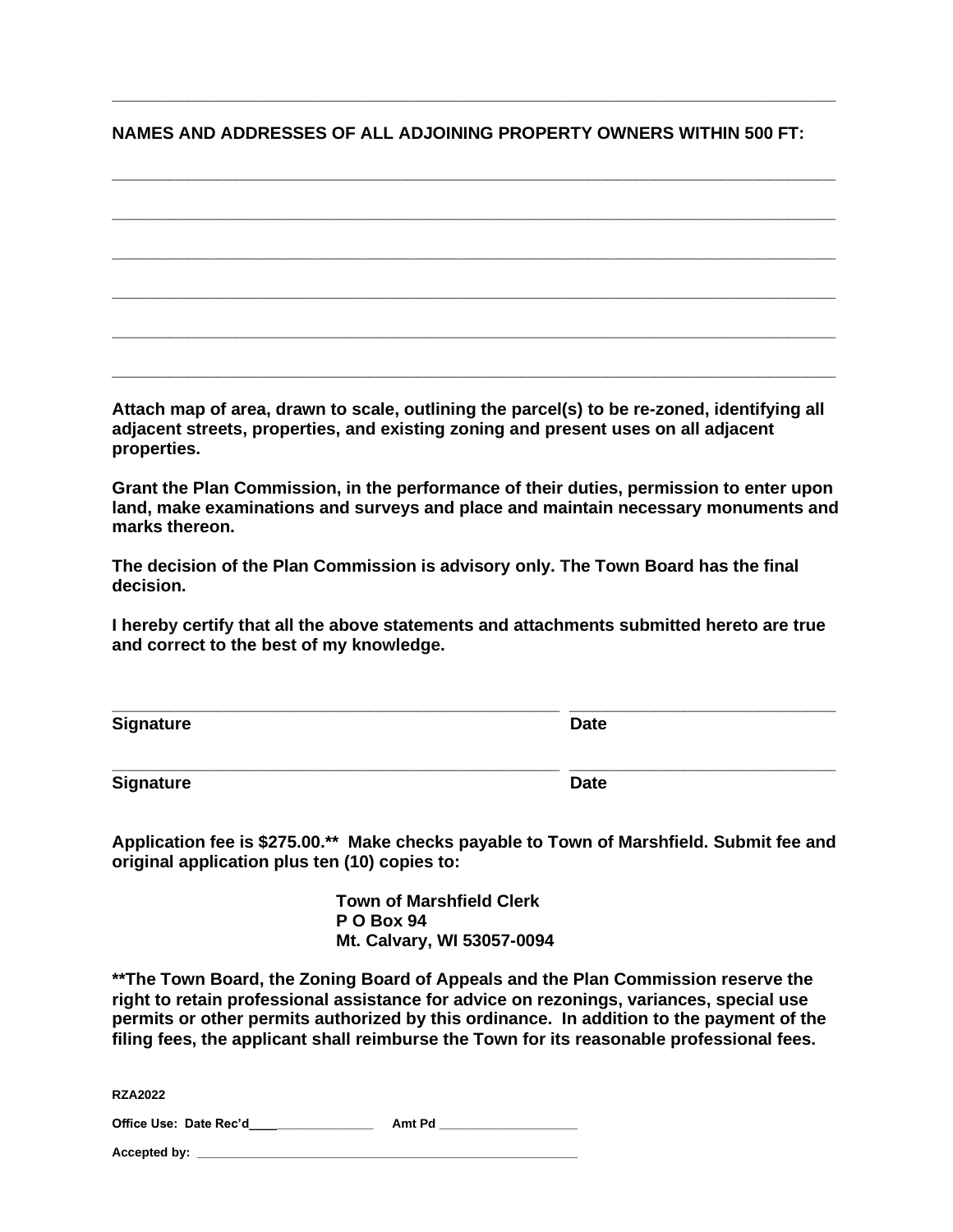________________________________________________________________________________

**NAMES AND ADDRESSES OF ALL ADJOINING PROPERTY OWNERS WITHIN 500 FT:**

________________________________________________________________________________

________________________________________________________________________________

________________________________________________________________________________

________________________________________________________________________________

________________________________________________________________________________

________________________________________________________________________________

**Attach map of area, drawn to scale, outlining the parcel(s) to be re-zoned, identifying all adjacent streets, properties, and existing zoning and present uses on all adjacent properties.**

**Grant the Plan Commission, in the performance of their duties, permission to enter upon land, make examinations and surveys and place and maintain necessary monuments and marks thereon.**

**The decision of the Plan Commission is advisory only. The Town Board has the final decision.**

**I hereby certify that all the above statements and attachments submitted hereto are true and correct to the best of my knowledge.**

______________________________________________ ____________________________

**Signature** **Date**

______________________________________________ ____________________________

**Signature** **Date**

**Application fee is $275.00.** Make checks payable to Town of Marshfield. Submit fee and original application plus ten (10) copies to:**

**Town of Marshfield Clerk**
**P O Box 94**
**Mt. Calvary, WI 53057-0094**

**\*\*The Town Board, the Zoning Board of Appeals and the Plan Commission reserve the right to retain professional assistance for advice on rezonings, variances, special use permits or other permits authorized by this ordinance. In addition to the payment of the filing fees, the applicant shall reimburse the Town for its reasonable professional fees.**

**RZA2022**

**Office Use: Date Rec'd**__________________ **Amt Pd** ____________________

**Accepted by:** ________________________________________________________